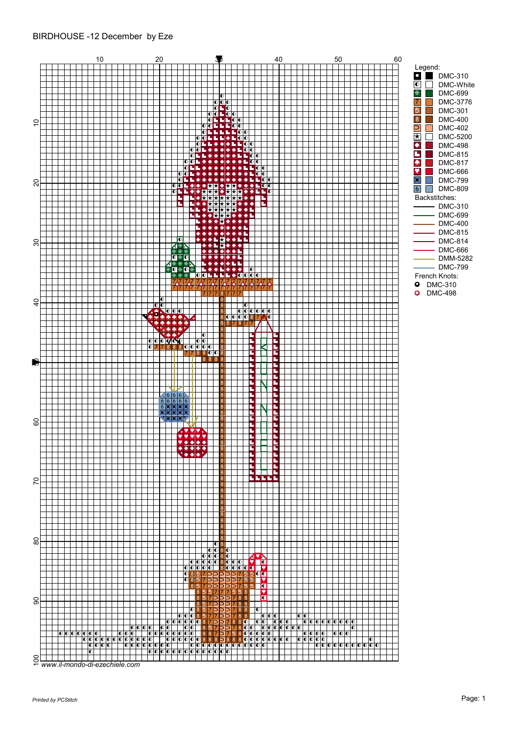BIRDHOUSE -12 December by Eze

Legend:

- DMC-310
- DMC-White
- DMC-699
- DMC-3776
- DMC-301
- DMC-400
- DMC-402
- DMC-5200
- DMC-498
- DMC-815
- DMC-817
- DMC-666
- DMC-799
- DMC-809

Backstitches:

- DMC-310
- DMC-699
- DMC-400
- DMC-815
- DMC-814
- DMC-666
- DMM-5282
- DMC-799

French Knots:

- DMC-310
- DMC-498

www.il-mondo-di-ezechiele.com

*Printed by PCStitch*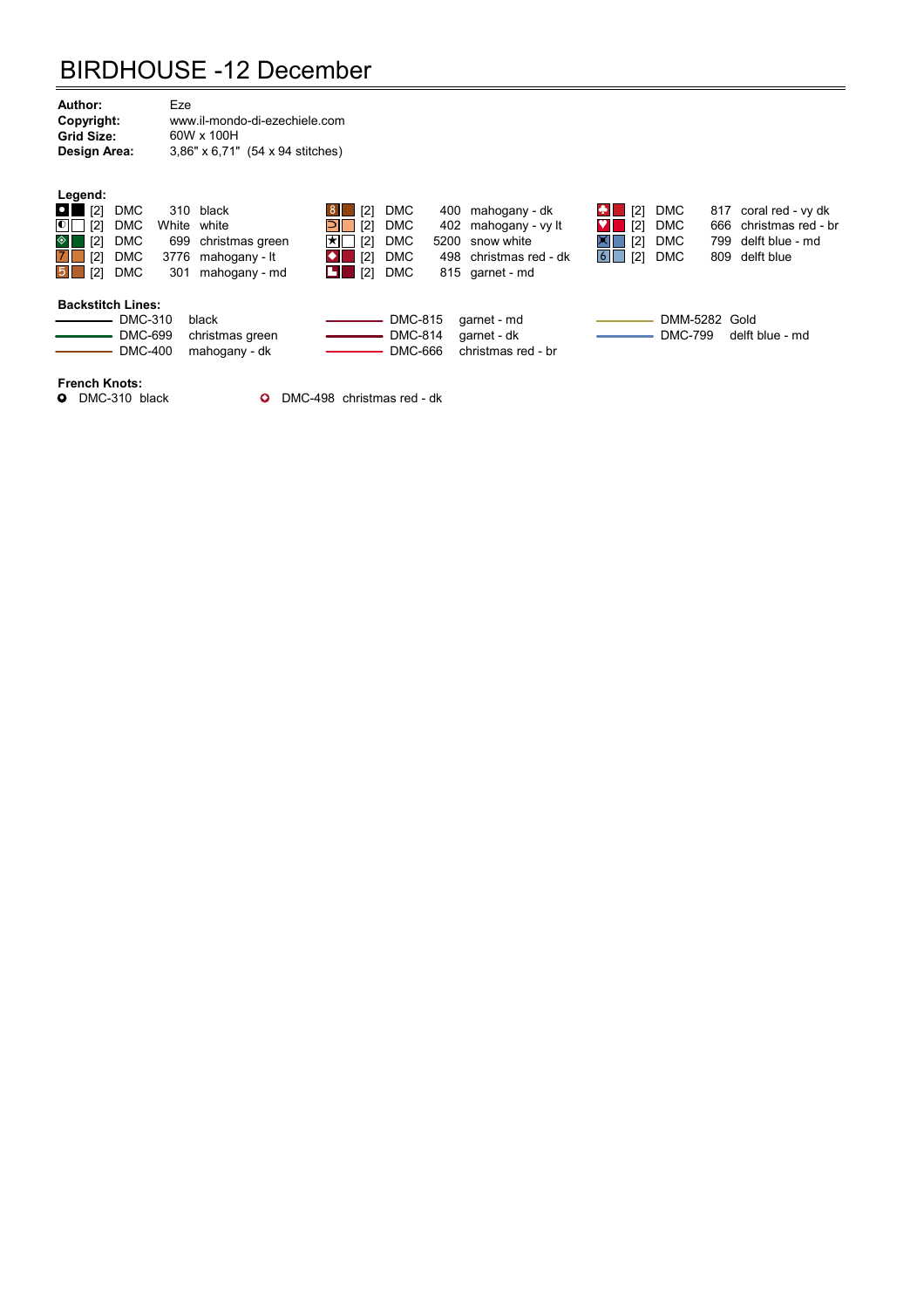# BIRDHOUSE -12 December

**Author:** Eze
**Copyright:** www.il-mondo-di-ezechiele.com
**Grid Size:** 60W x 100H
**Design Area:** 3,86" x 6,71" (54 x 94 stitches)

**Legend:**

| | | | |
|---|---|---|---|
| [2] | DMC | 310 | black |
| [2] | DMC | White | white |
| [2] | DMC | 699 | christmas green |
| [2] | DMC | 3776 | mahogany - lt |
| [2] | DMC | 301 | mahogany - md |
| [2] | DMC | 400 | mahogany - dk |
| [2] | DMC | 402 | mahogany - vy lt |
| [2] | DMC | 5200 | snow white |
| [2] | DMC | 498 | christmas red - dk |
| [2] | DMC | 815 | garnet - md |
| [2] | DMC | 817 | coral red - vy dk |
| [2] | DMC | 666 | christmas red - br |
| [2] | DMC | 799 | delft blue - md |
| [2] | DMC | 809 | delft blue |

**Backstitch Lines:**

| | |
|---|---|
| DMC-310 | black |
| DMC-699 | christmas green |
| DMC-400 | mahogany - dk |
| DMC-815 | garnet - md |
| DMC-814 | garnet - dk |
| DMC-666 | christmas red - br |
| DMM-5282 | Gold |
| DMC-799 | delft blue - md |

**French Knots:**

- DMC-310 black
- DMC-498 christmas red - dk